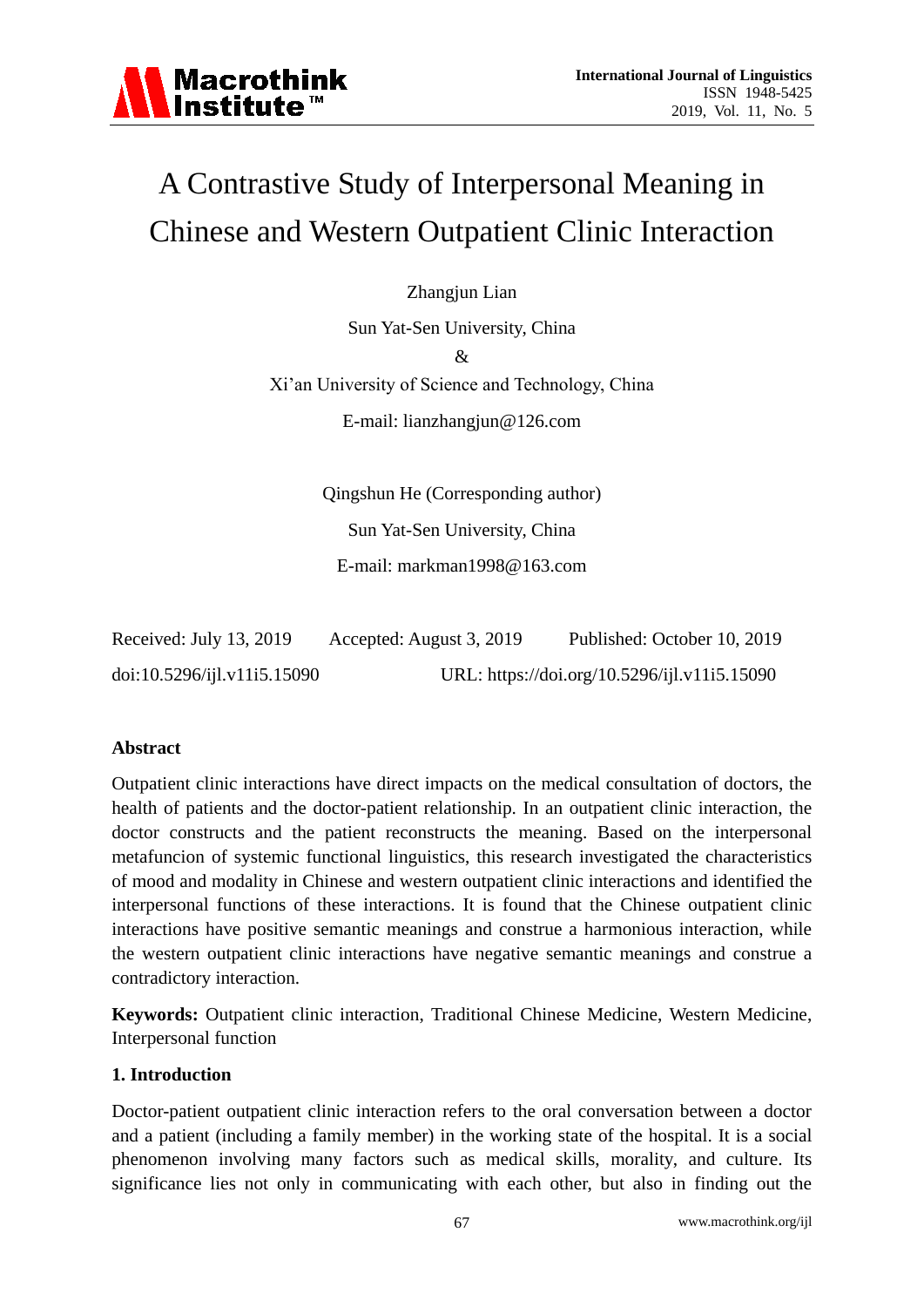# A Contrastive Study of Interpersonal Meaning in Chinese and Western Outpatient Clinic Interaction

Zhangjun Lian

Sun Yat-Sen University, China

&

Xi'an University of Science and Technology, China

E-mail: lianzhangjun@126.com

Qingshun He (Corresponding author)

Sun Yat-Sen University, China

E-mail: markman1998@163.com

Received: July 13, 2019 Accepted: August 3, 2019 Published: October 10, 2019

doi:10.5296/ijl.v11i5.15090 URL: https://doi.org/10.5296/ijl.v11i5.15090

## Abstract

Outpatient clinic interactions have direct impacts on the medical consultation of doctors, the health of patients and the doctor-patient relationship. In an outpatient clinic interaction, the doctor constructs and the patient reconstructs the meaning. Based on the interpersonal metafuncion of systemic functional linguistics, this research investigated the characteristics of mood and modality in Chinese and western outpatient clinic interactions and identified the interpersonal functions of these interactions. It is found that the Chinese outpatient clinic interactions have positive semantic meanings and construe a harmonious interaction, while the western outpatient clinic interactions have negative semantic meanings and construe a contradictory interaction.

**Keywords:** Outpatient clinic interaction, Traditional Chinese Medicine, Western Medicine, Interpersonal function

## 1. Introduction

Doctor-patient outpatient clinic interaction refers to the oral conversation between a doctor and a patient (including a family member) in the working state of the hospital. It is a social phenomenon involving many factors such as medical skills, morality, and culture. Its significance lies not only in communicating with each other, but also in finding out the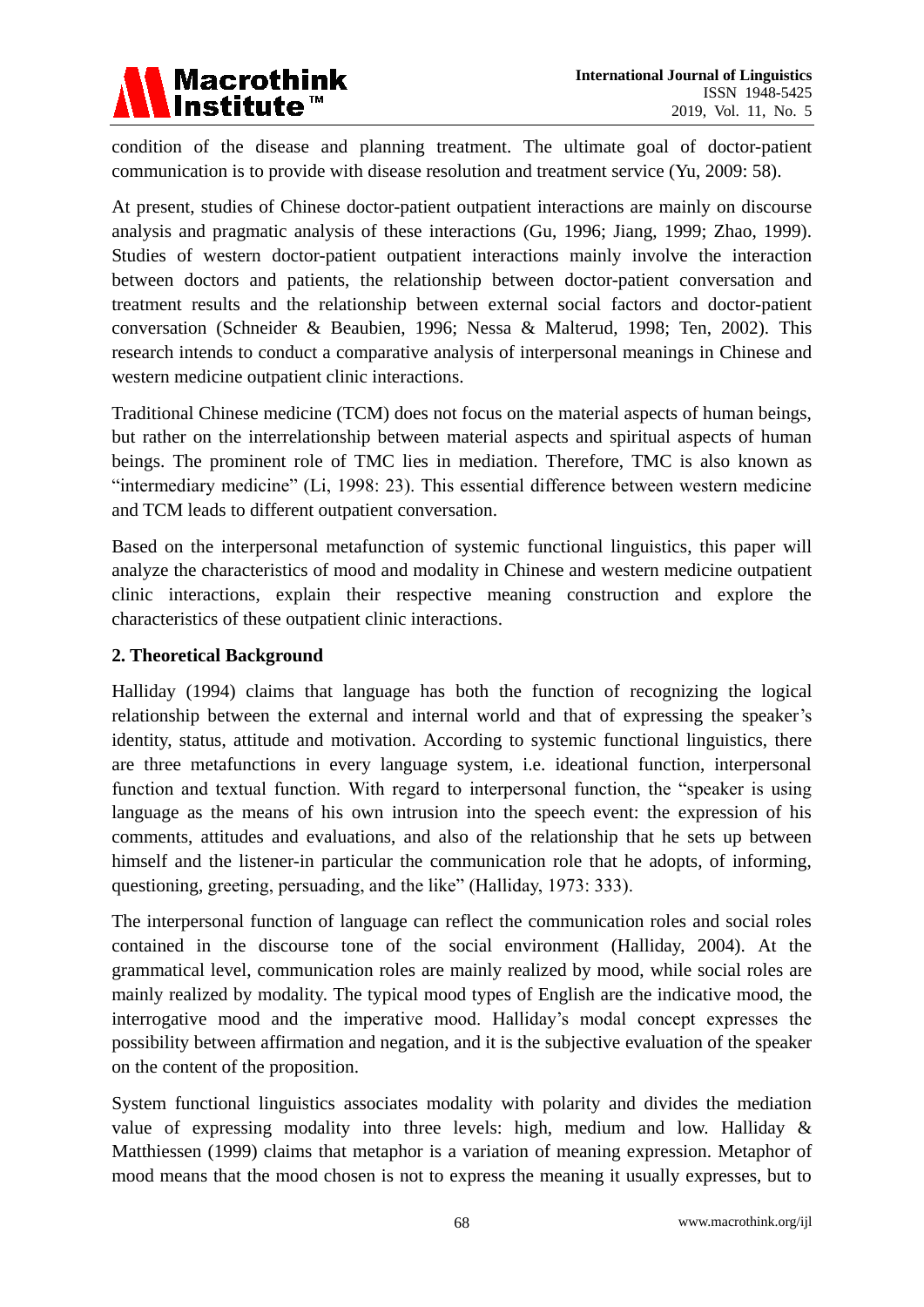condition of the disease and planning treatment. The ultimate goal of doctor-patient communication is to provide with disease resolution and treatment service (Yu, 2009: 58).

At present, studies of Chinese doctor-patient outpatient interactions are mainly on discourse analysis and pragmatic analysis of these interactions (Gu, 1996; Jiang, 1999; Zhao, 1999). Studies of western doctor-patient outpatient interactions mainly involve the interaction between doctors and patients, the relationship between doctor-patient conversation and treatment results and the relationship between external social factors and doctor-patient conversation (Schneider & Beaubien, 1996; Nessa & Malterud, 1998; Ten, 2002). This research intends to conduct a comparative analysis of interpersonal meanings in Chinese and western medicine outpatient clinic interactions.

Traditional Chinese medicine (TCM) does not focus on the material aspects of human beings, but rather on the interrelationship between material aspects and spiritual aspects of human beings. The prominent role of TMC lies in mediation. Therefore, TMC is also known as "intermediary medicine" (Li, 1998: 23). This essential difference between western medicine and TCM leads to different outpatient conversation.

Based on the interpersonal metafunction of systemic functional linguistics, this paper will analyze the characteristics of mood and modality in Chinese and western medicine outpatient clinic interactions, explain their respective meaning construction and explore the characteristics of these outpatient clinic interactions.

## 2. Theoretical Background

Halliday (1994) claims that language has both the function of recognizing the logical relationship between the external and internal world and that of expressing the speaker's identity, status, attitude and motivation. According to systemic functional linguistics, there are three metafunctions in every language system, i.e. ideational function, interpersonal function and textual function. With regard to interpersonal function, the "speaker is using language as the means of his own intrusion into the speech event: the expression of his comments, attitudes and evaluations, and also of the relationship that he sets up between himself and the listener-in particular the communication role that he adopts, of informing, questioning, greeting, persuading, and the like" (Halliday, 1973: 333).

The interpersonal function of language can reflect the communication roles and social roles contained in the discourse tone of the social environment (Halliday, 2004). At the grammatical level, communication roles are mainly realized by mood, while social roles are mainly realized by modality. The typical mood types of English are the indicative mood, the interrogative mood and the imperative mood. Halliday's modal concept expresses the possibility between affirmation and negation, and it is the subjective evaluation of the speaker on the content of the proposition.

System functional linguistics associates modality with polarity and divides the mediation value of expressing modality into three levels: high, medium and low. Halliday & Matthiessen (1999) claims that metaphor is a variation of meaning expression. Metaphor of mood means that the mood chosen is not to express the meaning it usually expresses, but to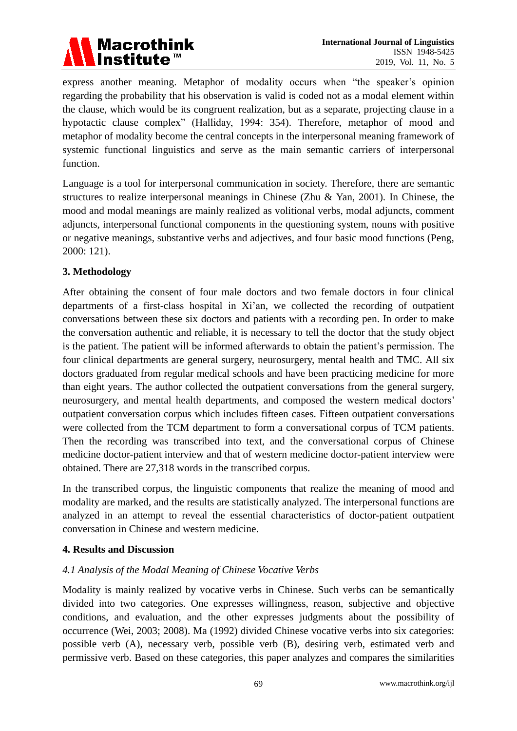express another meaning. Metaphor of modality occurs when "the speaker's opinion regarding the probability that his observation is valid is coded not as a modal element within the clause, which would be its congruent realization, but as a separate, projecting clause in a hypotactic clause complex" (Halliday, 1994: 354). Therefore, metaphor of mood and metaphor of modality become the central concepts in the interpersonal meaning framework of systemic functional linguistics and serve as the main semantic carriers of interpersonal function.

Language is a tool for interpersonal communication in society. Therefore, there are semantic structures to realize interpersonal meanings in Chinese (Zhu & Yan, 2001). In Chinese, the mood and modal meanings are mainly realized as volitional verbs, modal adjuncts, comment adjuncts, interpersonal functional components in the questioning system, nouns with positive or negative meanings, substantive verbs and adjectives, and four basic mood functions (Peng, 2000: 121).

## 3. Methodology

After obtaining the consent of four male doctors and two female doctors in four clinical departments of a first-class hospital in Xi'an, we collected the recording of outpatient conversations between these six doctors and patients with a recording pen. In order to make the conversation authentic and reliable, it is necessary to tell the doctor that the study object is the patient. The patient will be informed afterwards to obtain the patient's permission. The four clinical departments are general surgery, neurosurgery, mental health and TMC. All six doctors graduated from regular medical schools and have been practicing medicine for more than eight years. The author collected the outpatient conversations from the general surgery, neurosurgery, and mental health departments, and composed the western medical doctors' outpatient conversation corpus which includes fifteen cases. Fifteen outpatient conversations were collected from the TCM department to form a conversational corpus of TCM patients. Then the recording was transcribed into text, and the conversational corpus of Chinese medicine doctor-patient interview and that of western medicine doctor-patient interview were obtained. There are 27,318 words in the transcribed corpus.

In the transcribed corpus, the linguistic components that realize the meaning of mood and modality are marked, and the results are statistically analyzed. The interpersonal functions are analyzed in an attempt to reveal the essential characteristics of doctor-patient outpatient conversation in Chinese and western medicine.

## 4. Results and Discussion

### *4.1 Analysis of the Modal Meaning of Chinese Vocative Verbs*

Modality is mainly realized by vocative verbs in Chinese. Such verbs can be semantically divided into two categories. One expresses willingness, reason, subjective and objective conditions, and evaluation, and the other expresses judgments about the possibility of occurrence (Wei, 2003; 2008). Ma (1992) divided Chinese vocative verbs into six categories: possible verb (A), necessary verb, possible verb (B), desiring verb, estimated verb and permissive verb. Based on these categories, this paper analyzes and compares the similarities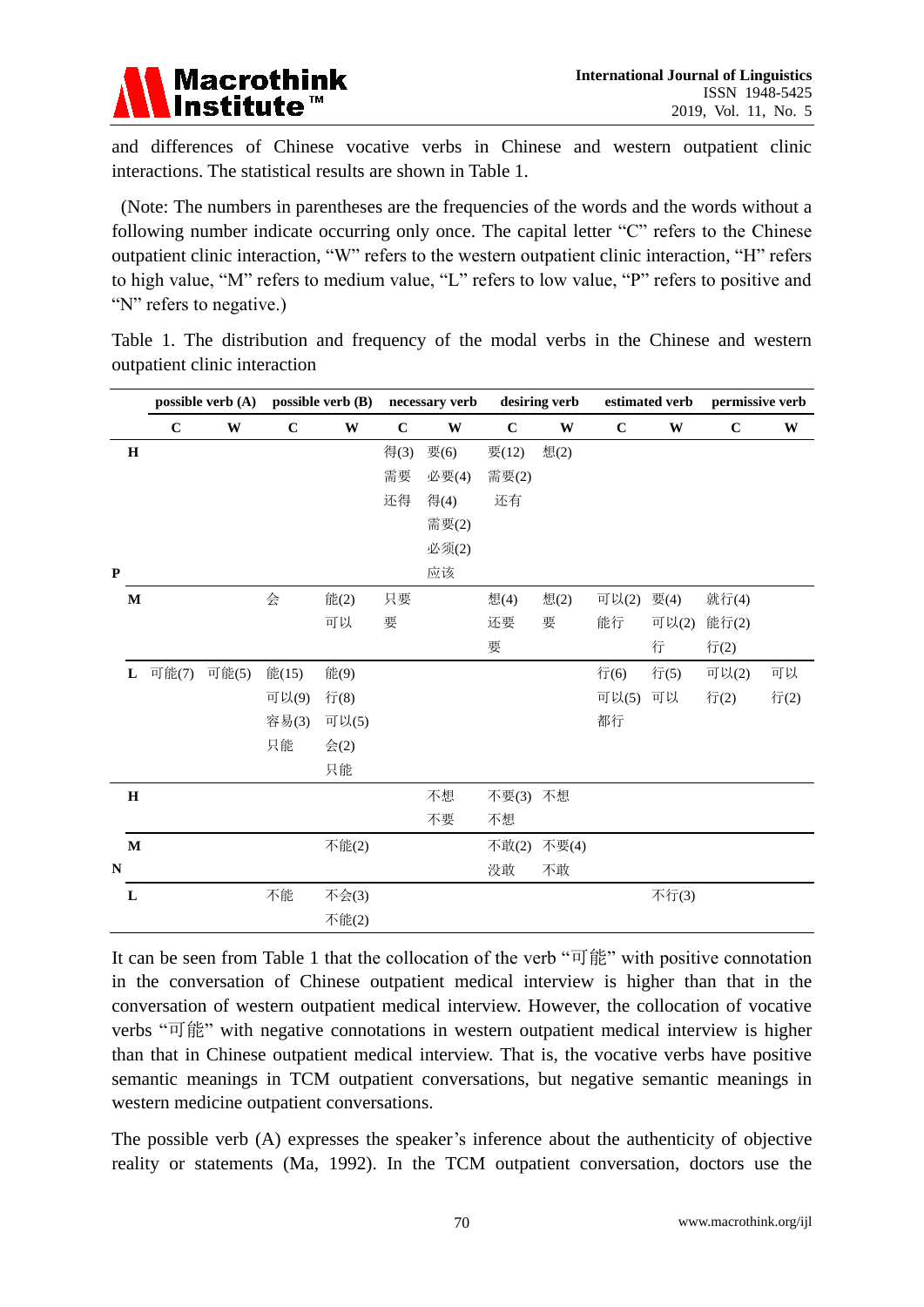and differences of Chinese vocative verbs in Chinese and western outpatient clinic interactions. The statistical results are shown in Table 1.

(Note: The numbers in parentheses are the frequencies of the words and the words without a following number indicate occurring only once. The capital letter "C" refers to the Chinese outpatient clinic interaction, "W" refers to the western outpatient clinic interaction, "H" refers to high value, "M" refers to medium value, "L" refers to low value, "P" refers to positive and "N" refers to negative.)

Table 1. The distribution and frequency of the modal verbs in the Chinese and western outpatient clinic interaction

| | | possible verb (A) | | possible verb (B) | | necessary verb | | desiring verb | | estimated verb | | permissive verb | |
|---|---|---|---|---|---|---|---|---|---|---|---|---|---|
| | | **C** | **W** | **C** | **W** | **C** | **W** | **C** | **W** | **C** | **W** | **C** | **W** |
| P | H | | | | | 得(3)<br>需要<br>还得 | 要(6)<br>必要(4)<br>得(4)<br>需要(2)<br>必须(2)<br>应该 | 要(12)<br>需要(2)<br>还有 | 想(2) | | | | |
| | M | | | 会 | 能(2)<br>可以 | 只要<br>要 | | 想(4)<br>还要<br>要 | 想(2)<br>要 | 可以(2)<br>能行 | 要(4)<br>可以(2)<br>行 | 就行(4)<br>能行(2)<br>行(2) | |
| | L | 可能(7) | 可能(5) | 能(15)<br>可以(9)<br>容易(3)<br>只能 | 能(9)<br>行(8)<br>可以(5)<br>会(2)<br>只能 | | | | | 行(6)<br>可以(5)<br>都行 | 行(5)<br>可以 | 可以(2)<br>行(2) | 可以<br>行(2) |
| N | H | | | | | | 不想<br>不要 | 不要(3)<br>不想 | 不想 | | | | |
| | M | | | | 不能(2) | | | 不敢(2)<br>没敢 | 不要(4)<br>不敢 | | | | |
| | L | | | 不能 | 不会(3)<br>不能(2) | | | | | | 不行(3) | | |

It can be seen from Table 1 that the collocation of the verb "可能" with positive connotation in the conversation of Chinese outpatient medical interview is higher than that in the conversation of western outpatient medical interview. However, the collocation of vocative verbs "可能" with negative connotations in western outpatient medical interview is higher than that in Chinese outpatient medical interview. That is, the vocative verbs have positive semantic meanings in TCM outpatient conversations, but negative semantic meanings in western medicine outpatient conversations.

The possible verb (A) expresses the speaker's inference about the authenticity of objective reality or statements (Ma, 1992). In the TCM outpatient conversation, doctors use the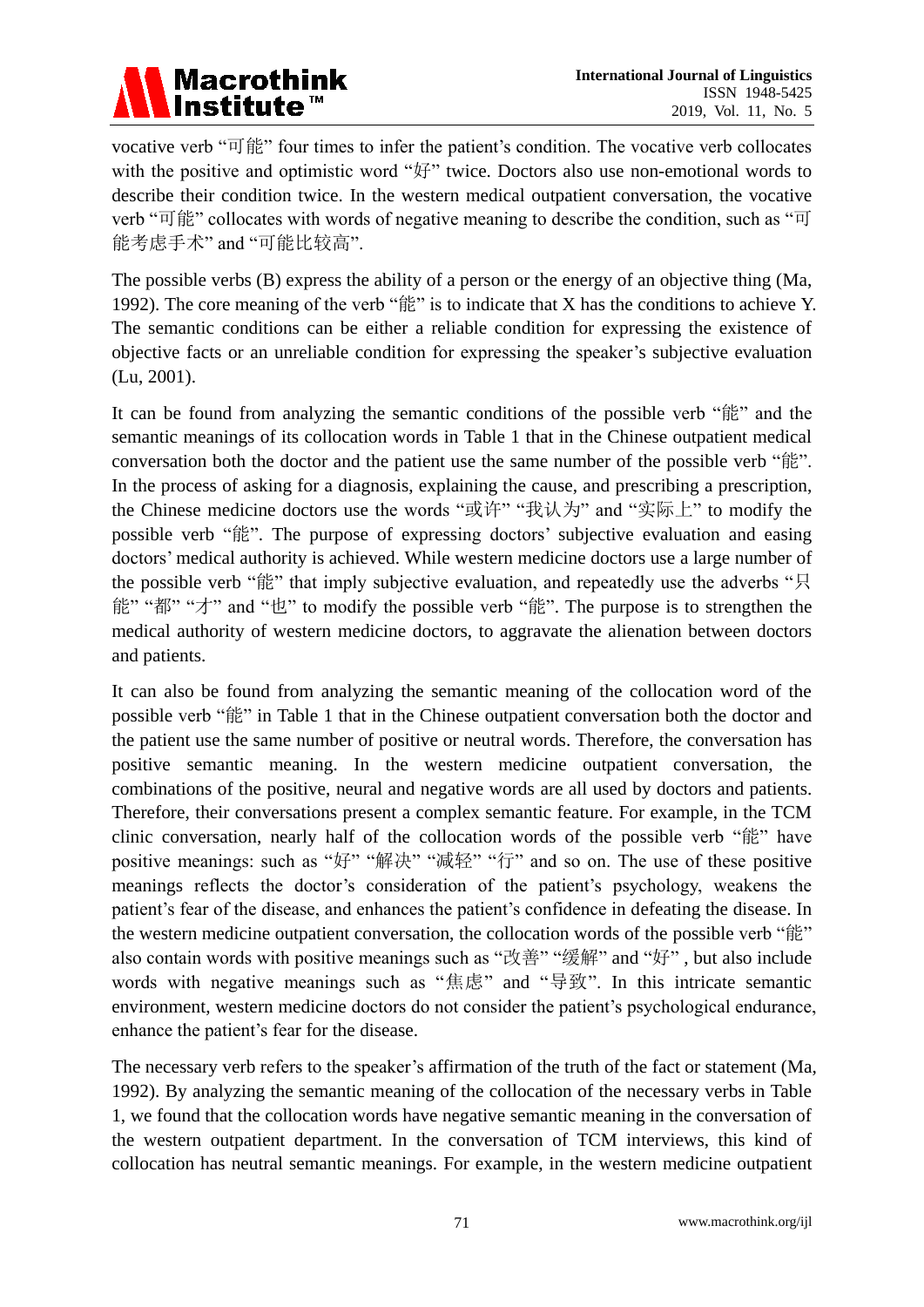vocative verb “可能” four times to infer the patient’s condition. The vocative verb collocates with the positive and optimistic word “好” twice. Doctors also use non-emotional words to describe their condition twice. In the western medical outpatient conversation, the vocative verb “可能” collocates with words of negative meaning to describe the condition, such as “可能考虑手术” and “可能比较高”.

The possible verbs (B) express the ability of a person or the energy of an objective thing (Ma, 1992). The core meaning of the verb “能” is to indicate that X has the conditions to achieve Y. The semantic conditions can be either a reliable condition for expressing the existence of objective facts or an unreliable condition for expressing the speaker’s subjective evaluation (Lu, 2001).

It can be found from analyzing the semantic conditions of the possible verb “能” and the semantic meanings of its collocation words in Table 1 that in the Chinese outpatient medical conversation both the doctor and the patient use the same number of the possible verb “能”. In the process of asking for a diagnosis, explaining the cause, and prescribing a prescription, the Chinese medicine doctors use the words “或许” “我认为” and “实际上” to modify the possible verb “能”. The purpose of expressing doctors’ subjective evaluation and easing doctors’ medical authority is achieved. While western medicine doctors use a large number of the possible verb “能” that imply subjective evaluation, and repeatedly use the adverbs “只能” “都” “才” and “也” to modify the possible verb “能”. The purpose is to strengthen the medical authority of western medicine doctors, to aggravate the alienation between doctors and patients.

It can also be found from analyzing the semantic meaning of the collocation word of the possible verb “能” in Table 1 that in the Chinese outpatient conversation both the doctor and the patient use the same number of positive or neutral words. Therefore, the conversation has positive semantic meaning. In the western medicine outpatient conversation, the combinations of the positive, neural and negative words are all used by doctors and patients. Therefore, their conversations present a complex semantic feature. For example, in the TCM clinic conversation, nearly half of the collocation words of the possible verb “能” have positive meanings: such as “好” “解决” “减轻” “行” and so on. The use of these positive meanings reflects the doctor’s consideration of the patient’s psychology, weakens the patient’s fear of the disease, and enhances the patient’s confidence in defeating the disease. In the western medicine outpatient conversation, the collocation words of the possible verb “能” also contain words with positive meanings such as “改善” “缓解” and “好” , but also include words with negative meanings such as “焦虑” and “导致”. In this intricate semantic environment, western medicine doctors do not consider the patient’s psychological endurance, enhance the patient’s fear for the disease.

The necessary verb refers to the speaker’s affirmation of the truth of the fact or statement (Ma, 1992). By analyzing the semantic meaning of the collocation of the necessary verbs in Table 1, we found that the collocation words have negative semantic meaning in the conversation of the western outpatient department. In the conversation of TCM interviews, this kind of collocation has neutral semantic meanings. For example, in the western medicine outpatient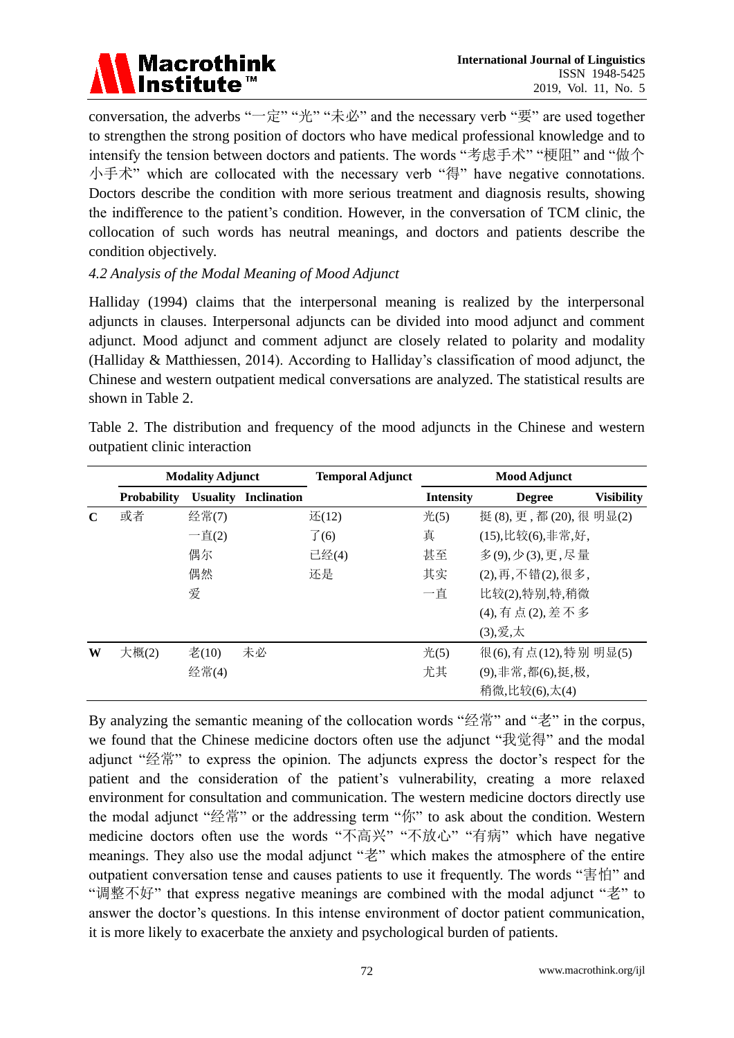conversation, the adverbs "一定" "光" "未必" and the necessary verb "要" are used together to strengthen the strong position of doctors who have medical professional knowledge and to intensify the tension between doctors and patients. The words "考虑手术" "梗阻" and "做个小手术" which are collocated with the necessary verb "得" have negative connotations. Doctors describe the condition with more serious treatment and diagnosis results, showing the indifference to the patient's condition. However, in the conversation of TCM clinic, the collocation of such words has neutral meanings, and doctors and patients describe the condition objectively.

*4.2 Analysis of the Modal Meaning of Mood Adjunct*

Halliday (1994) claims that the interpersonal meaning is realized by the interpersonal adjuncts in clauses. Interpersonal adjuncts can be divided into mood adjunct and comment adjunct. Mood adjunct and comment adjunct are closely related to polarity and modality (Halliday & Matthiessen, 2014). According to Halliday's classification of mood adjunct, the Chinese and western outpatient medical conversations are analyzed. The statistical results are shown in Table 2.

Table 2. The distribution and frequency of the mood adjuncts in the Chinese and western outpatient clinic interaction

| | **Modality Adjunct** | | | **Temporal Adjunct** | **Mood Adjunct** | | |
|---|---|---|---|---|---|---|---|
| | **Probability** | **Usuality** | **Inclination** | | **Intensity** | **Degree** | **Visibility** |
| **C** | 或者 | 经常(7)<br>一直(2)<br>偶尔<br>偶然<br>爱 | | 还(12)<br>了(6)<br>已经(4)<br>还是 | 光(5)<br>真<br>甚至<br>其实<br>一直 | 挺(8),更,都(20),很(15),比较(6),非常,好,多(9),少(3),更,尽量(2),再,不错(2),很多,比较(2),特别,特,稍微(4),有点(2),差不多(3),爱,太 | 明显(2) |
| **W** | 大概(2) | 老(10)<br>经常(4) | 未必 | | 光(5)<br>尤其 | 很(6),有点(12),特别(9),非常,都(6),挺,极,稍微,比较(6),太(4) | 明显(5) |

By analyzing the semantic meaning of the collocation words "经常" and "老" in the corpus, we found that the Chinese medicine doctors often use the adjunct "我觉得" and the modal adjunct "经常" to express the opinion. The adjuncts express the doctor's respect for the patient and the consideration of the patient's vulnerability, creating a more relaxed environment for consultation and communication. The western medicine doctors directly use the modal adjunct "经常" or the addressing term "你" to ask about the condition. Western medicine doctors often use the words "不高兴" "不放心" "有病" which have negative meanings. They also use the modal adjunct "老" which makes the atmosphere of the entire outpatient conversation tense and causes patients to use it frequently. The words "害怕" and "调整不好" that express negative meanings are combined with the modal adjunct "老" to answer the doctor's questions. In this intense environment of doctor patient communication, it is more likely to exacerbate the anxiety and psychological burden of patients.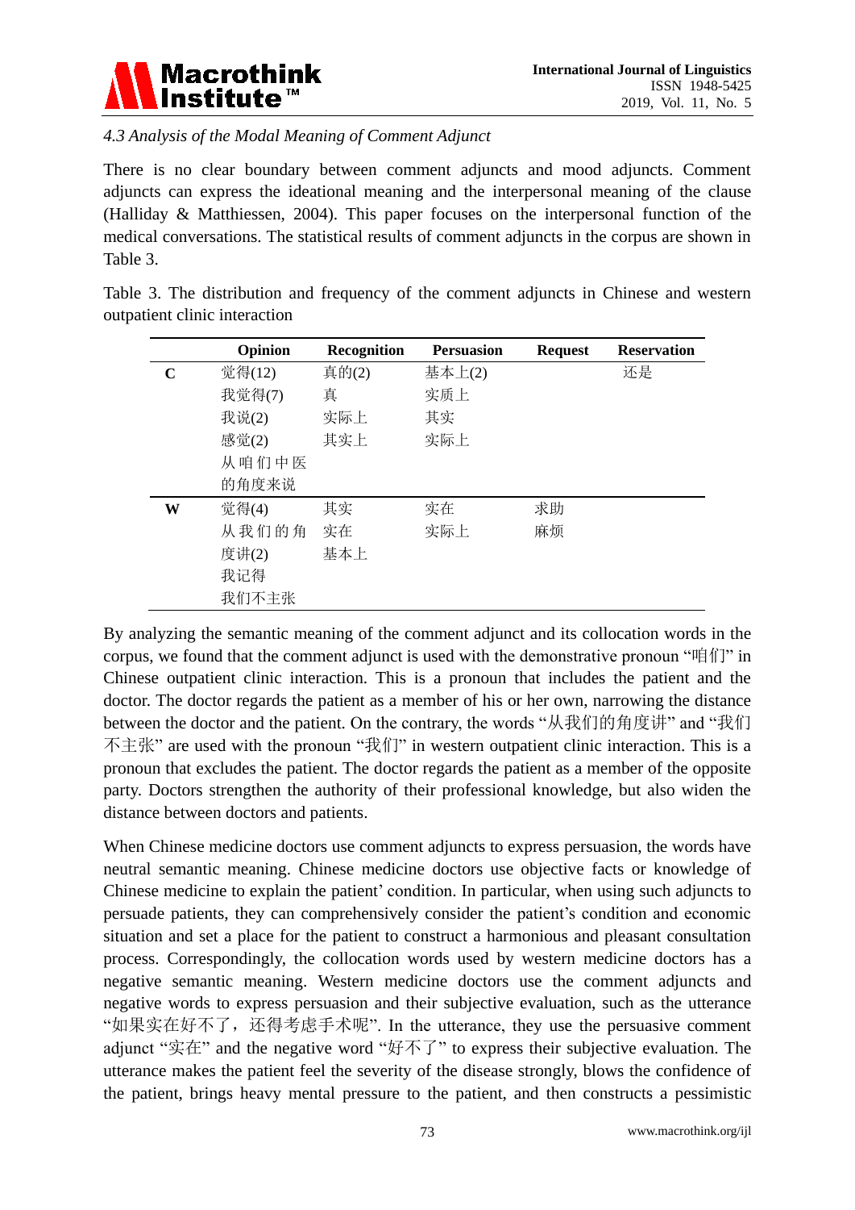*4.3 Analysis of the Modal Meaning of Comment Adjunct*

There is no clear boundary between comment adjuncts and mood adjuncts. Comment adjuncts can express the ideational meaning and the interpersonal meaning of the clause (Halliday & Matthiessen, 2004). This paper focuses on the interpersonal function of the medical conversations. The statistical results of comment adjuncts in the corpus are shown in Table 3.

Table 3. The distribution and frequency of the comment adjuncts in Chinese and western outpatient clinic interaction

| | Opinion | Recognition | Persuasion | Request | Reservation |
|---|---|---|---|---|---|
| C | 觉得(12) | 真的(2) | 基本上(2) | | 还是 |
| | 我觉得(7) | 真 | 实质上 | | |
| | 我说(2) | 实际上 | 其实 | | |
| | 感觉(2) | 其实上 | 实际上 | | |
| | 从咱们中医的角度来说 | | | | |
| W | 觉得(4) | 其实 | 实在 | 求助 | |
| | 从我们的角度讲(2) | 实在 | 实际上 | 麻烦 | |
| | 我记得 | 基本上 | | | |
| | 我们不主张 | | | | |

By analyzing the semantic meaning of the comment adjunct and its collocation words in the corpus, we found that the comment adjunct is used with the demonstrative pronoun "咱们" in Chinese outpatient clinic interaction. This is a pronoun that includes the patient and the doctor. The doctor regards the patient as a member of his or her own, narrowing the distance between the doctor and the patient. On the contrary, the words "从我们的角度讲" and "我们不主张" are used with the pronoun "我们" in western outpatient clinic interaction. This is a pronoun that excludes the patient. The doctor regards the patient as a member of the opposite party. Doctors strengthen the authority of their professional knowledge, but also widen the distance between doctors and patients.

When Chinese medicine doctors use comment adjuncts to express persuasion, the words have neutral semantic meaning. Chinese medicine doctors use objective facts or knowledge of Chinese medicine to explain the patient' condition. In particular, when using such adjuncts to persuade patients, they can comprehensively consider the patient's condition and economic situation and set a place for the patient to construct a harmonious and pleasant consultation process. Correspondingly, the collocation words used by western medicine doctors has a negative semantic meaning. Western medicine doctors use the comment adjuncts and negative words to express persuasion and their subjective evaluation, such as the utterance "如果实在好不了，还得考虑手术呢". In the utterance, they use the persuasive comment adjunct "实在" and the negative word "好不了" to express their subjective evaluation. The utterance makes the patient feel the severity of the disease strongly, blows the confidence of the patient, brings heavy mental pressure to the patient, and then constructs a pessimistic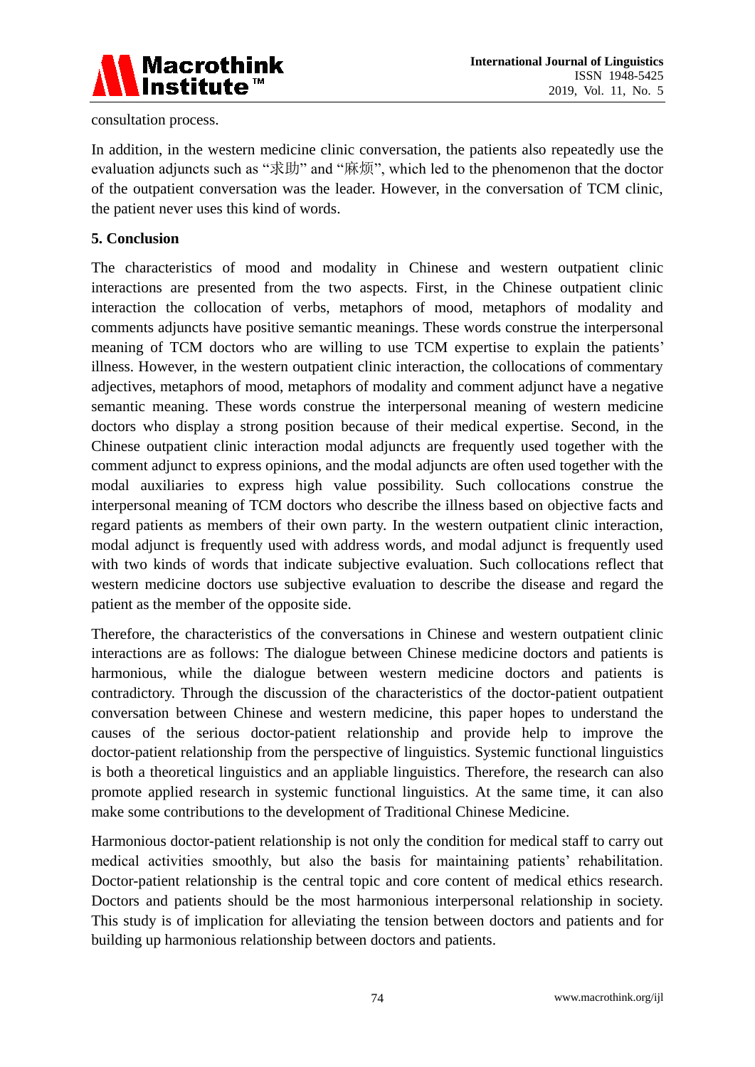consultation process.

In addition, in the western medicine clinic conversation, the patients also repeatedly use the evaluation adjuncts such as “求助” and “麻烦”, which led to the phenomenon that the doctor of the outpatient conversation was the leader. However, in the conversation of TCM clinic, the patient never uses this kind of words.

## 5. Conclusion

The characteristics of mood and modality in Chinese and western outpatient clinic interactions are presented from the two aspects. First, in the Chinese outpatient clinic interaction the collocation of verbs, metaphors of mood, metaphors of modality and comments adjuncts have positive semantic meanings. These words construe the interpersonal meaning of TCM doctors who are willing to use TCM expertise to explain the patients' illness. However, in the western outpatient clinic interaction, the collocations of commentary adjectives, metaphors of mood, metaphors of modality and comment adjunct have a negative semantic meaning. These words construe the interpersonal meaning of western medicine doctors who display a strong position because of their medical expertise. Second, in the Chinese outpatient clinic interaction modal adjuncts are frequently used together with the comment adjunct to express opinions, and the modal adjuncts are often used together with the modal auxiliaries to express high value possibility. Such collocations construe the interpersonal meaning of TCM doctors who describe the illness based on objective facts and regard patients as members of their own party. In the western outpatient clinic interaction, modal adjunct is frequently used with address words, and modal adjunct is frequently used with two kinds of words that indicate subjective evaluation. Such collocations reflect that western medicine doctors use subjective evaluation to describe the disease and regard the patient as the member of the opposite side.

Therefore, the characteristics of the conversations in Chinese and western outpatient clinic interactions are as follows: The dialogue between Chinese medicine doctors and patients is harmonious, while the dialogue between western medicine doctors and patients is contradictory. Through the discussion of the characteristics of the doctor-patient outpatient conversation between Chinese and western medicine, this paper hopes to understand the causes of the serious doctor-patient relationship and provide help to improve the doctor-patient relationship from the perspective of linguistics. Systemic functional linguistics is both a theoretical linguistics and an appliable linguistics. Therefore, the research can also promote applied research in systemic functional linguistics. At the same time, it can also make some contributions to the development of Traditional Chinese Medicine.

Harmonious doctor-patient relationship is not only the condition for medical staff to carry out medical activities smoothly, but also the basis for maintaining patients' rehabilitation. Doctor-patient relationship is the central topic and core content of medical ethics research. Doctors and patients should be the most harmonious interpersonal relationship in society. This study is of implication for alleviating the tension between doctors and patients and for building up harmonious relationship between doctors and patients.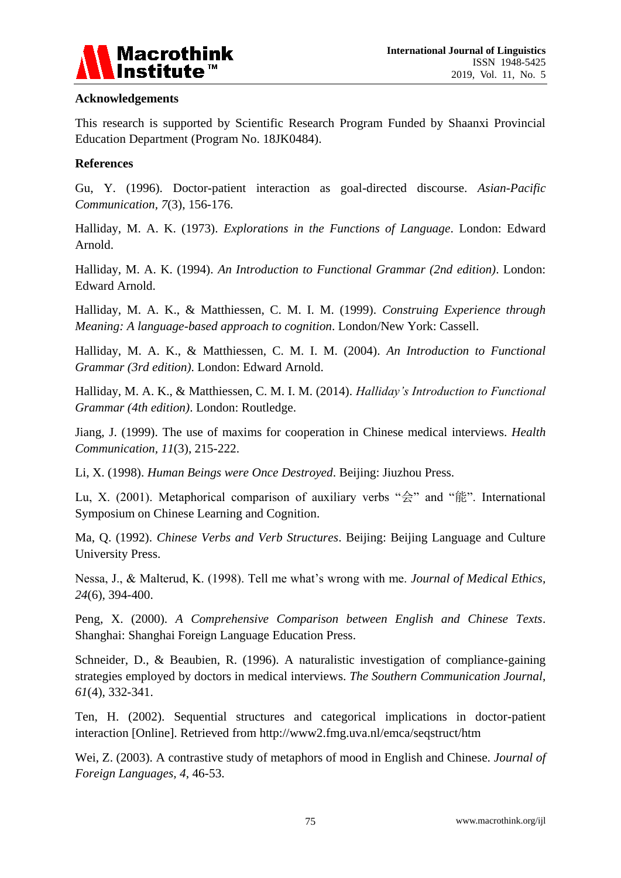## Acknowledgements

This research is supported by Scientific Research Program Funded by Shaanxi Provincial Education Department (Program No. 18JK0484).

## References

Gu, Y. (1996). Doctor-patient interaction as goal-directed discourse. *Asian-Pacific Communication*, *7*(3), 156-176.

Halliday, M. A. K. (1973). *Explorations in the Functions of Language*. London: Edward Arnold.

Halliday, M. A. K. (1994). *An Introduction to Functional Grammar (2nd edition)*. London: Edward Arnold.

Halliday, M. A. K., & Matthiessen, C. M. I. M. (1999). *Construing Experience through Meaning: A language-based approach to cognition*. London/New York: Cassell.

Halliday, M. A. K., & Matthiessen, C. M. I. M. (2004). *An Introduction to Functional Grammar (3rd edition)*. London: Edward Arnold.

Halliday, M. A. K., & Matthiessen, C. M. I. M. (2014). *Halliday's Introduction to Functional Grammar (4th edition)*. London: Routledge.

Jiang, J. (1999). The use of maxims for cooperation in Chinese medical interviews. *Health Communication*, *11*(3), 215-222.

Li, X. (1998). *Human Beings were Once Destroyed*. Beijing: Jiuzhou Press.

Lu, X. (2001). Metaphorical comparison of auxiliary verbs "会" and "能". International Symposium on Chinese Learning and Cognition.

Ma, Q. (1992). *Chinese Verbs and Verb Structures*. Beijing: Beijing Language and Culture University Press.

Nessa, J., & Malterud, K. (1998). Tell me what's wrong with me. *Journal of Medical Ethics*, *24*(6), 394-400.

Peng, X. (2000). *A Comprehensive Comparison between English and Chinese Texts*. Shanghai: Shanghai Foreign Language Education Press.

Schneider, D., & Beaubien, R. (1996). A naturalistic investigation of compliance-gaining strategies employed by doctors in medical interviews. *The Southern Communication Journal*, *61*(4), 332-341.

Ten, H. (2002). Sequential structures and categorical implications in doctor-patient interaction [Online]. Retrieved from http://www2.fmg.uva.nl/emca/seqstruct/htm

Wei, Z. (2003). A contrastive study of metaphors of mood in English and Chinese. *Journal of Foreign Languages*, *4*, 46-53.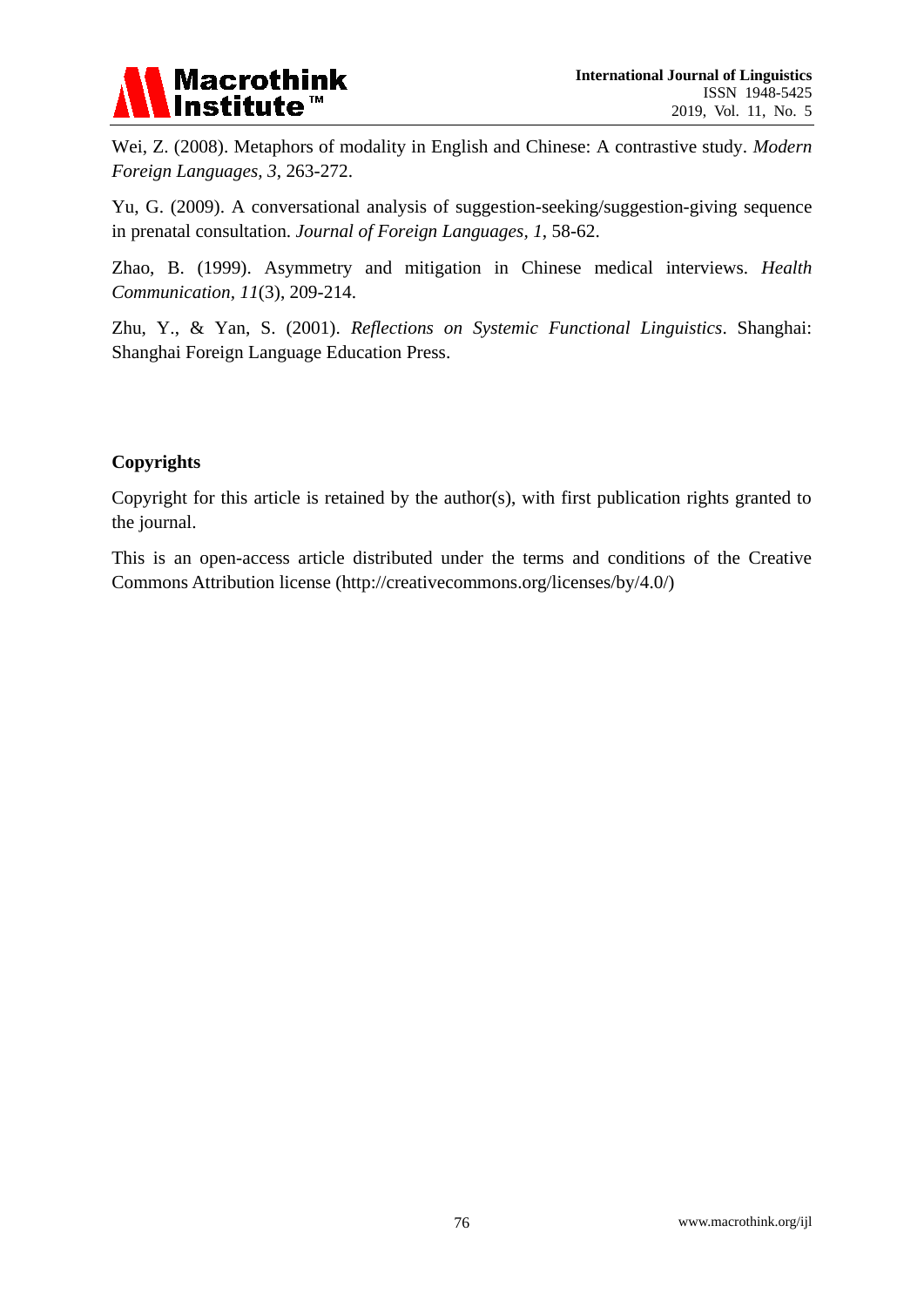Wei, Z. (2008). Metaphors of modality in English and Chinese: A contrastive study. *Modern Foreign Languages, 3*, 263-272.

Yu, G. (2009). A conversational analysis of suggestion-seeking/suggestion-giving sequence in prenatal consultation. *Journal of Foreign Languages, 1*, 58-62.

Zhao, B. (1999). Asymmetry and mitigation in Chinese medical interviews. *Health Communication, 11*(3), 209-214.

Zhu, Y., & Yan, S. (2001). *Reflections on Systemic Functional Linguistics*. Shanghai: Shanghai Foreign Language Education Press.

## Copyrights

Copyright for this article is retained by the author(s), with first publication rights granted to the journal.

This is an open-access article distributed under the terms and conditions of the Creative Commons Attribution license (http://creativecommons.org/licenses/by/4.0/)